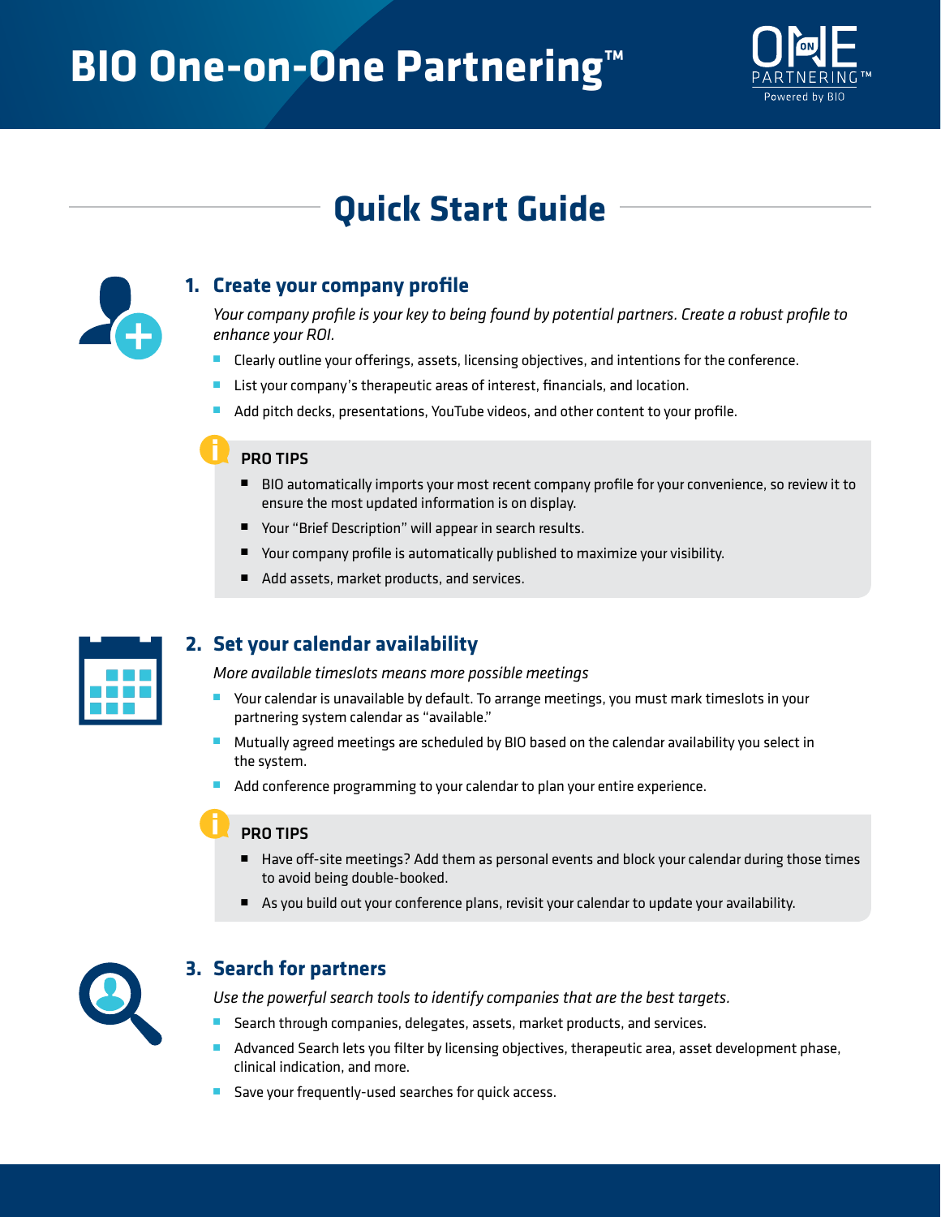# BIO One-on-One Partnering™

## Quick Start Guide

### 1. Create your company profile

*Your company profile is your key to being found by potential partners. Create a robust profile to enhance your ROI.*

- Clearly outline your offerings, assets, licensing objectives, and intentions for the conference.
- List your company's therapeutic areas of interest, financials, and location.
- Add pitch decks, presentations, YouTube videos, and other content to your profile.

**PRO TIPS**

- BIO automatically imports your most recent company profile for your convenience, so review it to ensure the most updated information is on display.
- Your "Brief Description" will appear in search results.
- Your company profile is automatically published to maximize your visibility.
- Add assets, market products, and services.

### 2. Set your calendar availability

*More available timeslots means more possible meetings*

- Your calendar is unavailable by default. To arrange meetings, you must mark timeslots in your partnering system calendar as "available."
- Mutually agreed meetings are scheduled by BIO based on the calendar availability you select in the system.
- Add conference programming to your calendar to plan your entire experience.

**PRO TIPS**

- Have off-site meetings? Add them as personal events and block your calendar during those times to avoid being double-booked.
- As you build out your conference plans, revisit your calendar to update your availability.

### 3. Search for partners

*Use the powerful search tools to identify companies that are the best targets.*

- Search through companies, delegates, assets, market products, and services.
- Advanced Search lets you filter by licensing objectives, therapeutic area, asset development phase, clinical indication, and more.
- Save your frequently-used searches for quick access.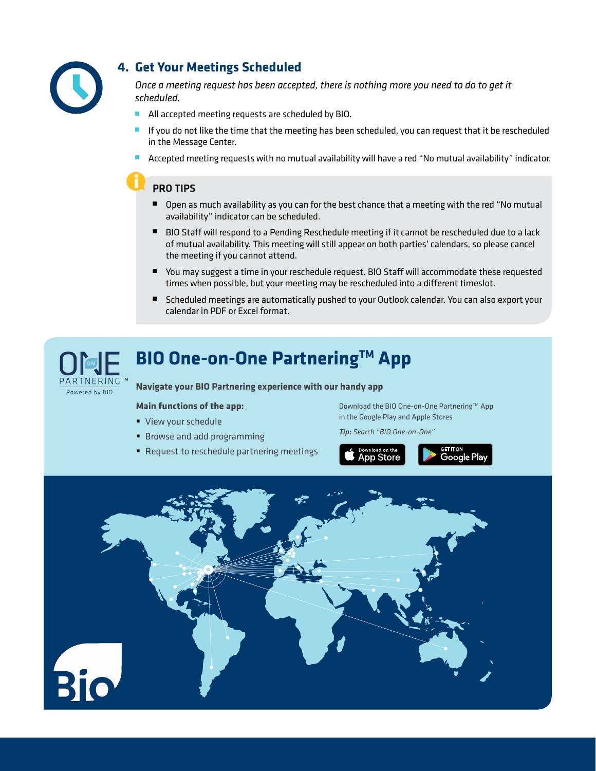## 4. Get Your Meetings Scheduled

*Once a meeting request has been accepted, there is nothing more you need to do to get it scheduled.*

- All accepted meeting requests are scheduled by BIO.
- If you do not like the time that the meeting has been scheduled, you can request that it be rescheduled in the Message Center.
- Accepted meeting requests with no mutual availability will have a red "No mutual availability" indicator.

### PRO TIPS

- Open as much availability as you can for the best chance that a meeting with the red "No mutual availability" indicator can be scheduled.
- BIO Staff will respond to a Pending Reschedule meeting if it cannot be rescheduled due to a lack of mutual availability. This meeting will still appear on both parties' calendars, so please cancel the meeting if you cannot attend.
- You may suggest a time in your reschedule request. BIO Staff will accommodate these requested times when possible, but your meeting may be rescheduled into a different timeslot.
- Scheduled meetings are automatically pushed to your Outlook calendar. You can also export your calendar in PDF or Excel format.

ONE ON ONE PARTNERING™ Powered by BIO

## BIO One-on-One Partnering™ App

**Navigate your BIO Partnering experience with our handy app**

**Main functions of the app:**

- View your schedule
- Browse and add programming
- Request to reschedule partnering meetings

Download the BIO One-on-One Partnering™ App in the Google Play and Apple Stores

***Tip:*** *Search "BIO One-on-One"*

Download on the App Store

GET IT ON Google Play

Bio